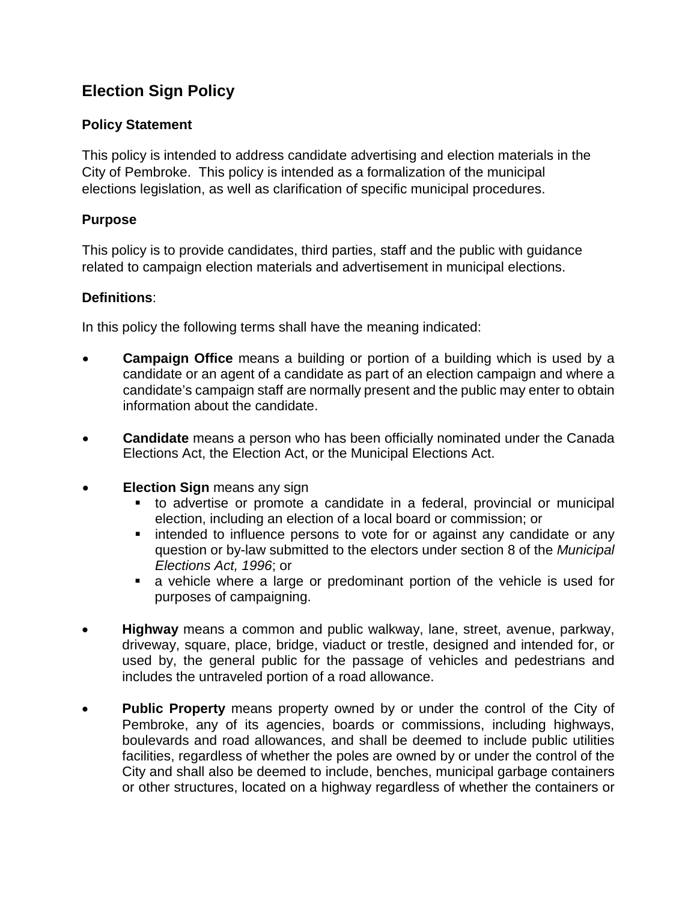# Election Sign Policy

## Policy Statement

This policy is intended to address candidate advertising and election materials in the City of Pembroke. This policy is intended as a formalization of the municipal elections legislation, as well as clarification of specific municipal procedures.

## Purpose

This policy is to provide candidates, third parties, staff and the public with guidance related to campaign election materials and advertisement in municipal elections.

## Definitions:

In this policy the following terms shall have the meaning indicated:

- **Campaign Office** means a building or portion of a building which is used by a candidate or an agent of a candidate as part of an election campaign and where a candidate's campaign staff are normally present and the public may enter to obtain information about the candidate.

- **Candidate** means a person who has been officially nominated under the Canada Elections Act, the Election Act, or the Municipal Elections Act.

- **Election Sign** means any sign
  - to advertise or promote a candidate in a federal, provincial or municipal election, including an election of a local board or commission; or
  - intended to influence persons to vote for or against any candidate or any question or by-law submitted to the electors under section 8 of the *Municipal Elections Act, 1996*; or
  - a vehicle where a large or predominant portion of the vehicle is used for purposes of campaigning.

- **Highway** means a common and public walkway, lane, street, avenue, parkway, driveway, square, place, bridge, viaduct or trestle, designed and intended for, or used by, the general public for the passage of vehicles and pedestrians and includes the untraveled portion of a road allowance.

- **Public Property** means property owned by or under the control of the City of Pembroke, any of its agencies, boards or commissions, including highways, boulevards and road allowances, and shall be deemed to include public utilities facilities, regardless of whether the poles are owned by or under the control of the City and shall also be deemed to include, benches, municipal garbage containers or other structures, located on a highway regardless of whether the containers or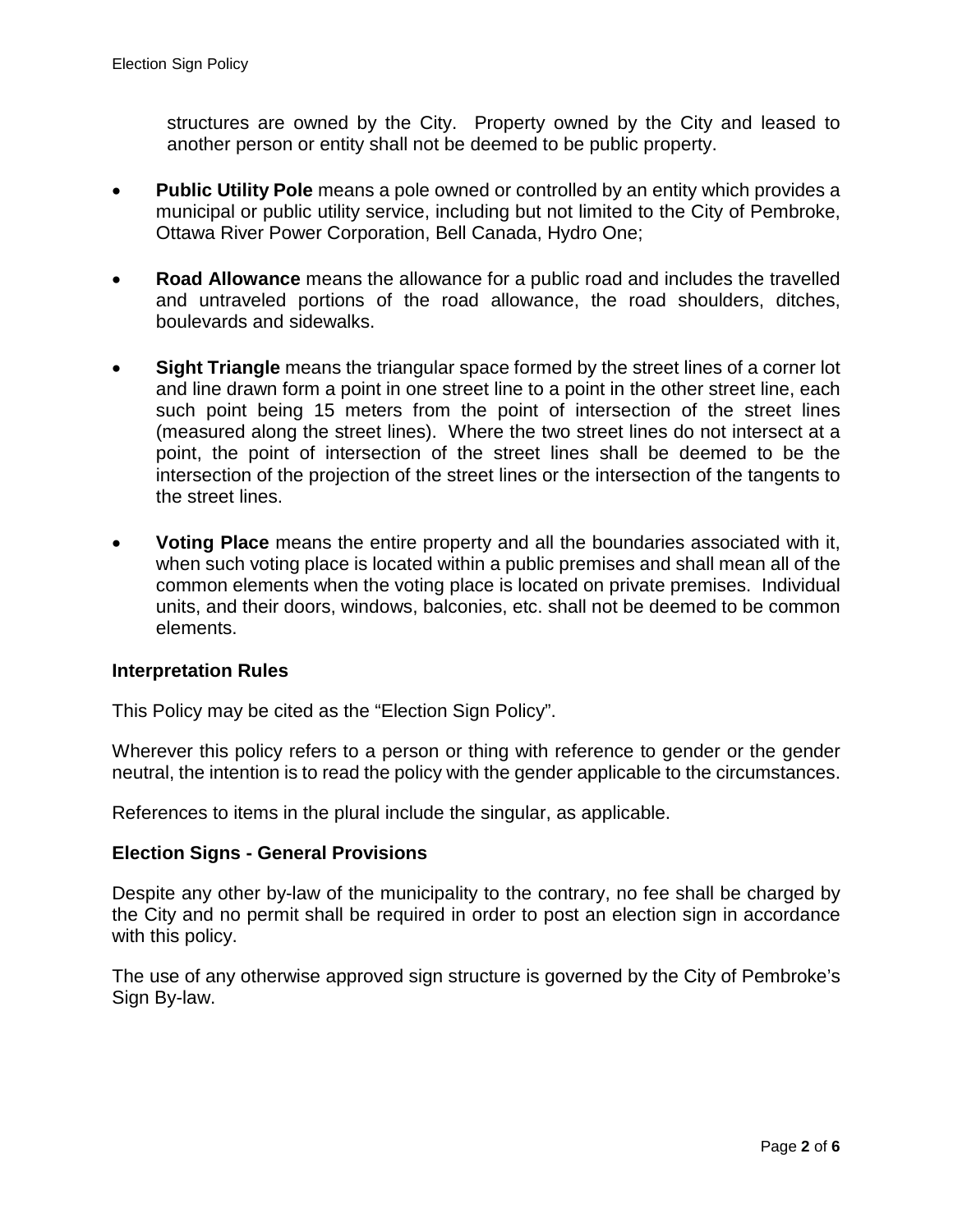structures are owned by the City. Property owned by the City and leased to another person or entity shall not be deemed to be public property.

- **Public Utility Pole** means a pole owned or controlled by an entity which provides a municipal or public utility service, including but not limited to the City of Pembroke, Ottawa River Power Corporation, Bell Canada, Hydro One;

- **Road Allowance** means the allowance for a public road and includes the travelled and untraveled portions of the road allowance, the road shoulders, ditches, boulevards and sidewalks.

- **Sight Triangle** means the triangular space formed by the street lines of a corner lot and line drawn form a point in one street line to a point in the other street line, each such point being 15 meters from the point of intersection of the street lines (measured along the street lines). Where the two street lines do not intersect at a point, the point of intersection of the street lines shall be deemed to be the intersection of the projection of the street lines or the intersection of the tangents to the street lines.

- **Voting Place** means the entire property and all the boundaries associated with it, when such voting place is located within a public premises and shall mean all of the common elements when the voting place is located on private premises. Individual units, and their doors, windows, balconies, etc. shall not be deemed to be common elements.

### Interpretation Rules

This Policy may be cited as the "Election Sign Policy".

Wherever this policy refers to a person or thing with reference to gender or the gender neutral, the intention is to read the policy with the gender applicable to the circumstances.

References to items in the plural include the singular, as applicable.

### Election Signs - General Provisions

Despite any other by-law of the municipality to the contrary, no fee shall be charged by the City and no permit shall be required in order to post an election sign in accordance with this policy.

The use of any otherwise approved sign structure is governed by the City of Pembroke's Sign By-law.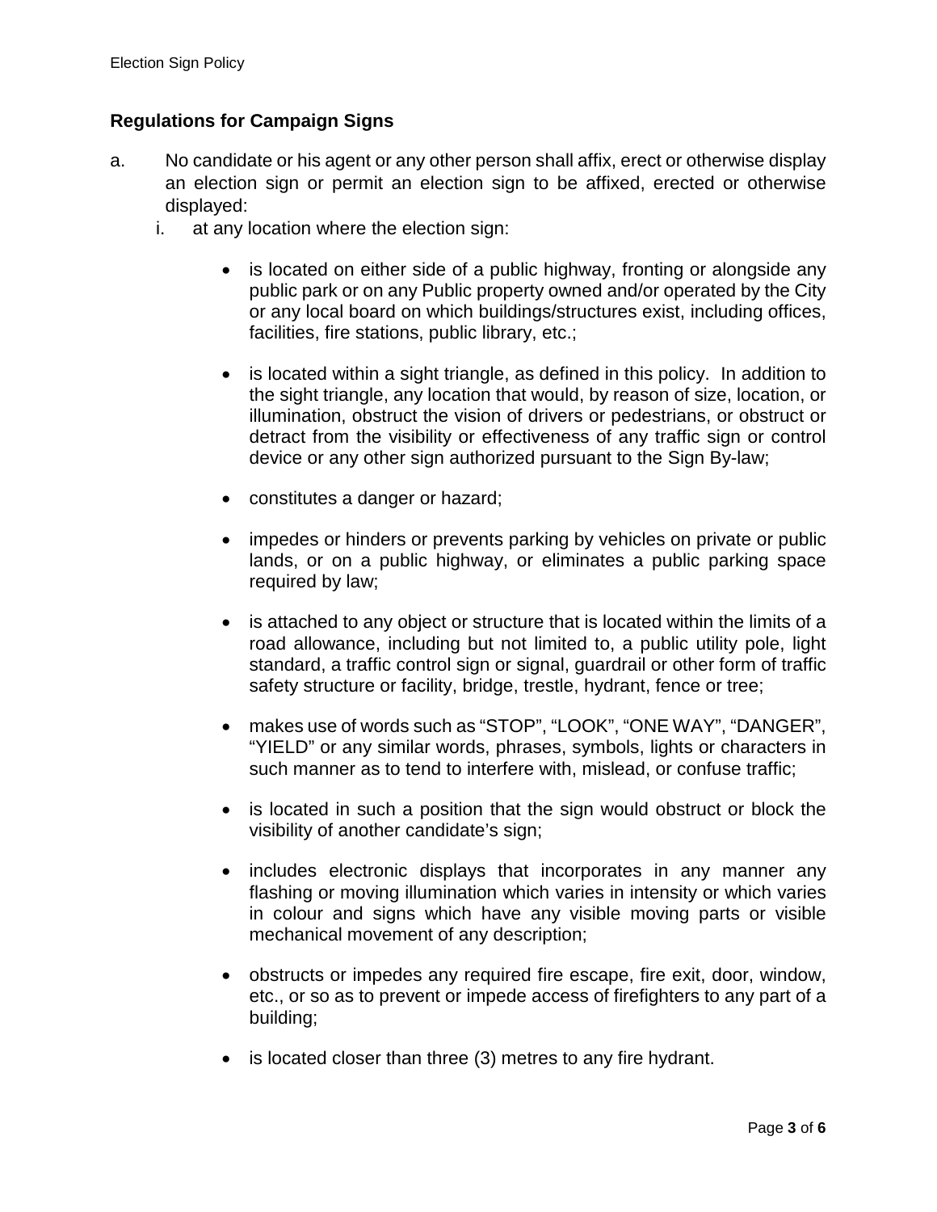## Regulations for Campaign Signs

a. No candidate or his agent or any other person shall affix, erect or otherwise display an election sign or permit an election sign to be affixed, erected or otherwise displayed:

   i. at any location where the election sign:

      - is located on either side of a public highway, fronting or alongside any public park or on any Public property owned and/or operated by the City or any local board on which buildings/structures exist, including offices, facilities, fire stations, public library, etc.;

      - is located within a sight triangle, as defined in this policy. In addition to the sight triangle, any location that would, by reason of size, location, or illumination, obstruct the vision of drivers or pedestrians, or obstruct or detract from the visibility or effectiveness of any traffic sign or control device or any other sign authorized pursuant to the Sign By-law;

      - constitutes a danger or hazard;

      - impedes or hinders or prevents parking by vehicles on private or public lands, or on a public highway, or eliminates a public parking space required by law;

      - is attached to any object or structure that is located within the limits of a road allowance, including but not limited to, a public utility pole, light standard, a traffic control sign or signal, guardrail or other form of traffic safety structure or facility, bridge, trestle, hydrant, fence or tree;

      - makes use of words such as "STOP", "LOOK", "ONE WAY", "DANGER", "YIELD" or any similar words, phrases, symbols, lights or characters in such manner as to tend to interfere with, mislead, or confuse traffic;

      - is located in such a position that the sign would obstruct or block the visibility of another candidate's sign;

      - includes electronic displays that incorporates in any manner any flashing or moving illumination which varies in intensity or which varies in colour and signs which have any visible moving parts or visible mechanical movement of any description;

      - obstructs or impedes any required fire escape, fire exit, door, window, etc., or so as to prevent or impede access of firefighters to any part of a building;

      - is located closer than three (3) metres to any fire hydrant.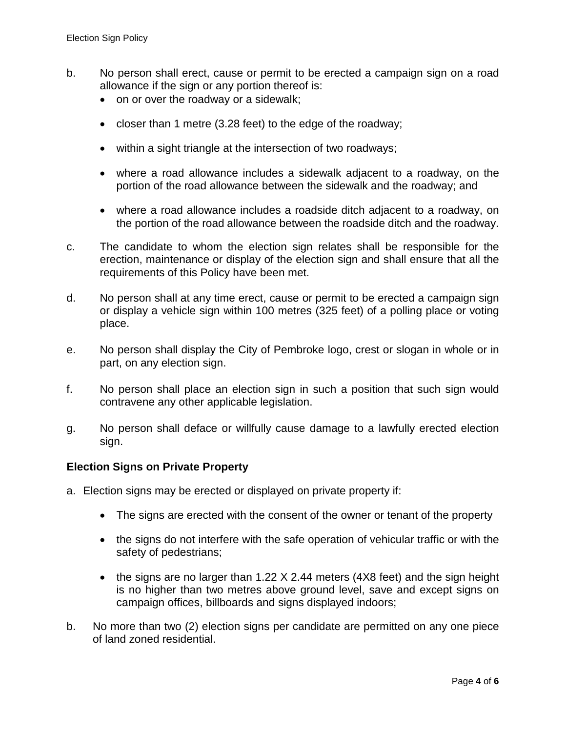b. No person shall erect, cause or permit to be erected a campaign sign on a road allowance if the sign or any portion thereof is:
   - on or over the roadway or a sidewalk;
   - closer than 1 metre (3.28 feet) to the edge of the roadway;
   - within a sight triangle at the intersection of two roadways;
   - where a road allowance includes a sidewalk adjacent to a roadway, on the portion of the road allowance between the sidewalk and the roadway; and
   - where a road allowance includes a roadside ditch adjacent to a roadway, on the portion of the road allowance between the roadside ditch and the roadway.

c. The candidate to whom the election sign relates shall be responsible for the erection, maintenance or display of the election sign and shall ensure that all the requirements of this Policy have been met.

d. No person shall at any time erect, cause or permit to be erected a campaign sign or display a vehicle sign within 100 metres (325 feet) of a polling place or voting place.

e. No person shall display the City of Pembroke logo, crest or slogan in whole or in part, on any election sign.

f. No person shall place an election sign in such a position that such sign would contravene any other applicable legislation.

g. No person shall deface or willfully cause damage to a lawfully erected election sign.

**Election Signs on Private Property**

a. Election signs may be erected or displayed on private property if:
   - The signs are erected with the consent of the owner or tenant of the property
   - the signs do not interfere with the safe operation of vehicular traffic or with the safety of pedestrians;
   - the signs are no larger than 1.22 X 2.44 meters (4X8 feet) and the sign height is no higher than two metres above ground level, save and except signs on campaign offices, billboards and signs displayed indoors;

b. No more than two (2) election signs per candidate are permitted on any one piece of land zoned residential.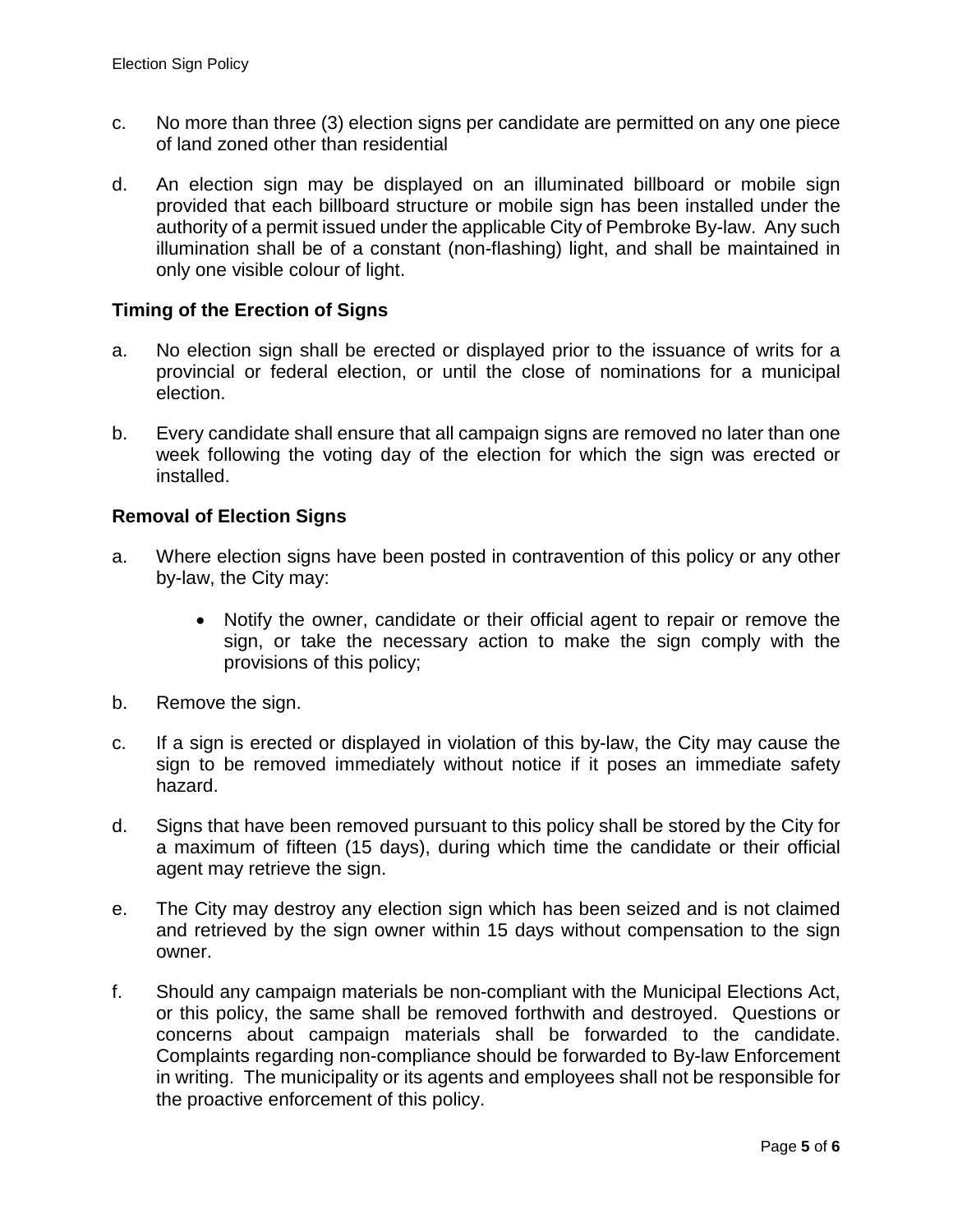c. No more than three (3) election signs per candidate are permitted on any one piece of land zoned other than residential

d. An election sign may be displayed on an illuminated billboard or mobile sign provided that each billboard structure or mobile sign has been installed under the authority of a permit issued under the applicable City of Pembroke By-law. Any such illumination shall be of a constant (non-flashing) light, and shall be maintained in only one visible colour of light.

### Timing of the Erection of Signs

a. No election sign shall be erected or displayed prior to the issuance of writs for a provincial or federal election, or until the close of nominations for a municipal election.

b. Every candidate shall ensure that all campaign signs are removed no later than one week following the voting day of the election for which the sign was erected or installed.

### Removal of Election Signs

a. Where election signs have been posted in contravention of this policy or any other by-law, the City may:

   - Notify the owner, candidate or their official agent to repair or remove the sign, or take the necessary action to make the sign comply with the provisions of this policy;

b. Remove the sign.

c. If a sign is erected or displayed in violation of this by-law, the City may cause the sign to be removed immediately without notice if it poses an immediate safety hazard.

d. Signs that have been removed pursuant to this policy shall be stored by the City for a maximum of fifteen (15 days), during which time the candidate or their official agent may retrieve the sign.

e. The City may destroy any election sign which has been seized and is not claimed and retrieved by the sign owner within 15 days without compensation to the sign owner.

f. Should any campaign materials be non-compliant with the Municipal Elections Act, or this policy, the same shall be removed forthwith and destroyed. Questions or concerns about campaign materials shall be forwarded to the candidate. Complaints regarding non-compliance should be forwarded to By-law Enforcement in writing. The municipality or its agents and employees shall not be responsible for the proactive enforcement of this policy.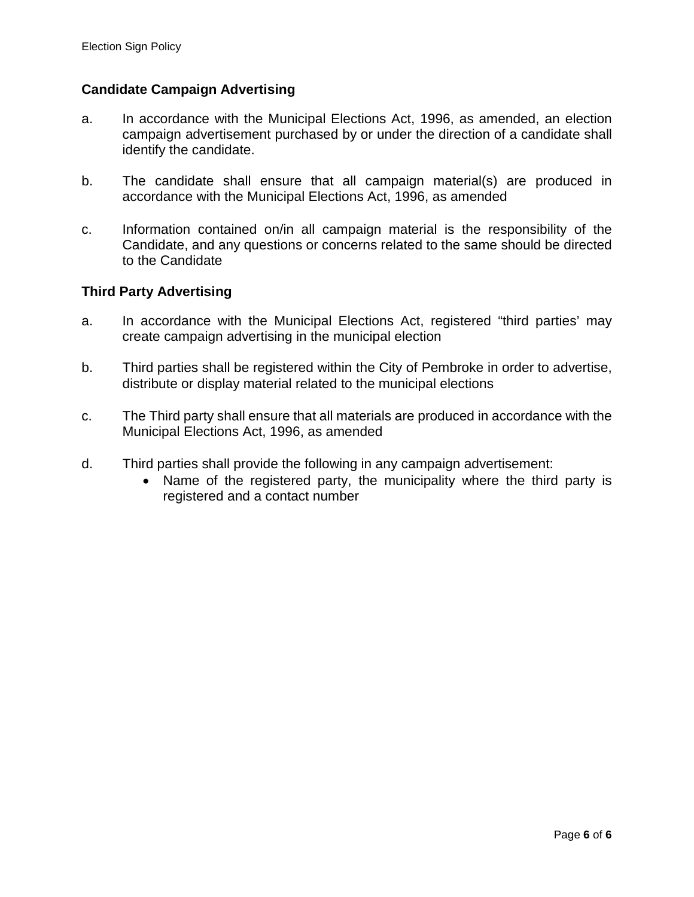## Candidate Campaign Advertising

a. In accordance with the Municipal Elections Act, 1996, as amended, an election campaign advertisement purchased by or under the direction of a candidate shall identify the candidate.

b. The candidate shall ensure that all campaign material(s) are produced in accordance with the Municipal Elections Act, 1996, as amended

c. Information contained on/in all campaign material is the responsibility of the Candidate, and any questions or concerns related to the same should be directed to the Candidate

## Third Party Advertising

a. In accordance with the Municipal Elections Act, registered "third parties' may create campaign advertising in the municipal election

b. Third parties shall be registered within the City of Pembroke in order to advertise, distribute or display material related to the municipal elections

c. The Third party shall ensure that all materials are produced in accordance with the Municipal Elections Act, 1996, as amended

d. Third parties shall provide the following in any campaign advertisement:
   - Name of the registered party, the municipality where the third party is registered and a contact number